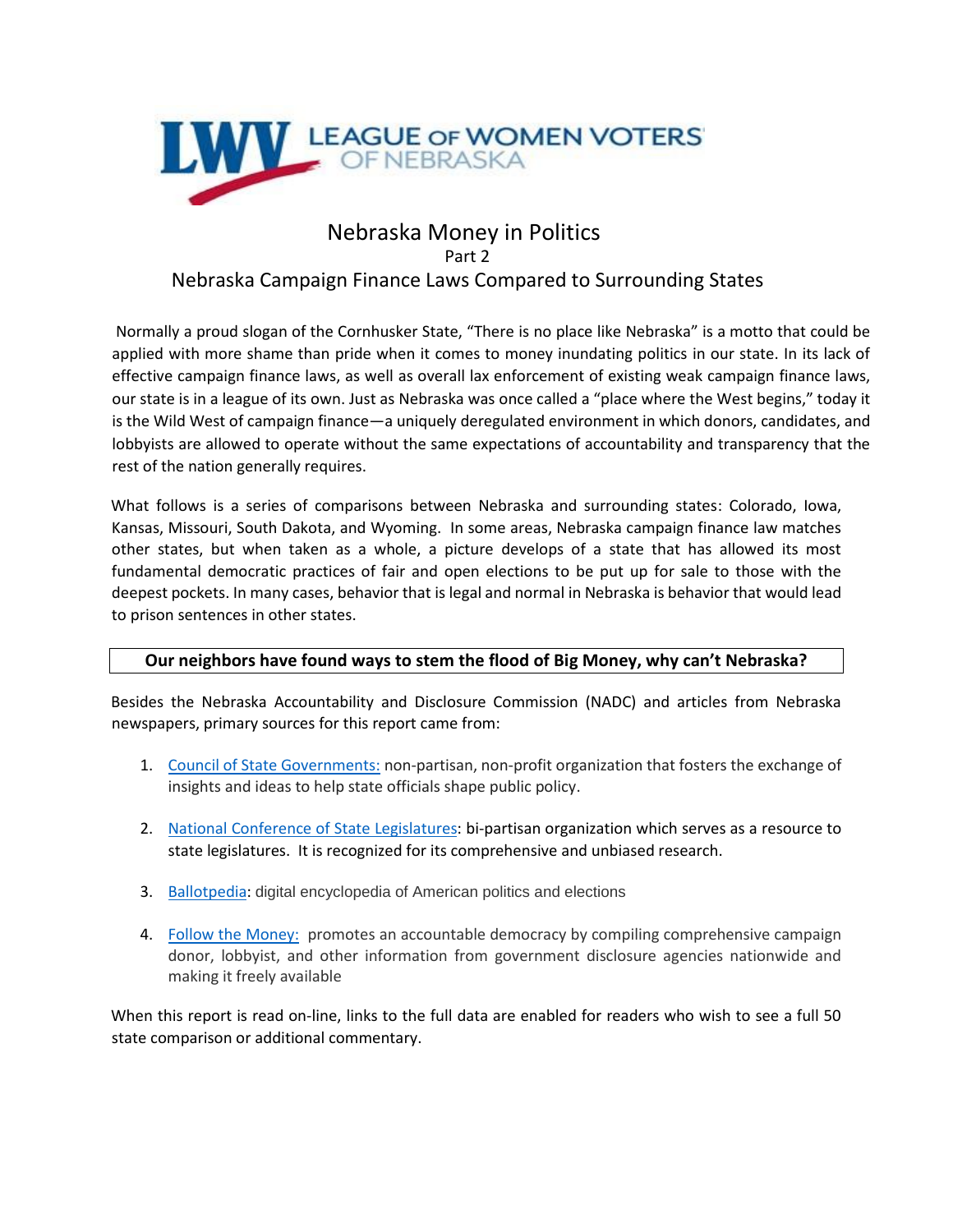LEAGUE OF WOMEN VOTERS OF NEBRASKA

# Nebraska Money in Politics

## Part 2

## Nebraska Campaign Finance Laws Compared to Surrounding States

Normally a proud slogan of the Cornhusker State, "There is no place like Nebraska" is a motto that could be applied with more shame than pride when it comes to money inundating politics in our state. In its lack of effective campaign finance laws, as well as overall lax enforcement of existing weak campaign finance laws, our state is in a league of its own. Just as Nebraska was once called a "place where the West begins," today it is the Wild West of campaign finance—a uniquely deregulated environment in which donors, candidates, and lobbyists are allowed to operate without the same expectations of accountability and transparency that the rest of the nation generally requires.

What follows is a series of comparisons between Nebraska and surrounding states: Colorado, Iowa, Kansas, Missouri, South Dakota, and Wyoming. In some areas, Nebraska campaign finance law matches other states, but when taken as a whole, a picture develops of a state that has allowed its most fundamental democratic practices of fair and open elections to be put up for sale to those with the deepest pockets. In many cases, behavior that is legal and normal in Nebraska is behavior that would lead to prison sentences in other states.

**Our neighbors have found ways to stem the flood of Big Money, why can't Nebraska?**

Besides the Nebraska Accountability and Disclosure Commission (NADC) and articles from Nebraska newspapers, primary sources for this report came from:

1. Council of State Governments: non-partisan, non-profit organization that fosters the exchange of insights and ideas to help state officials shape public policy.

2. National Conference of State Legislatures: bi-partisan organization which serves as a resource to state legislatures. It is recognized for its comprehensive and unbiased research.

3. Ballotpedia: digital encyclopedia of American politics and elections

4. Follow the Money: promotes an accountable democracy by compiling comprehensive campaign donor, lobbyist, and other information from government disclosure agencies nationwide and making it freely available

When this report is read on-line, links to the full data are enabled for readers who wish to see a full 50 state comparison or additional commentary.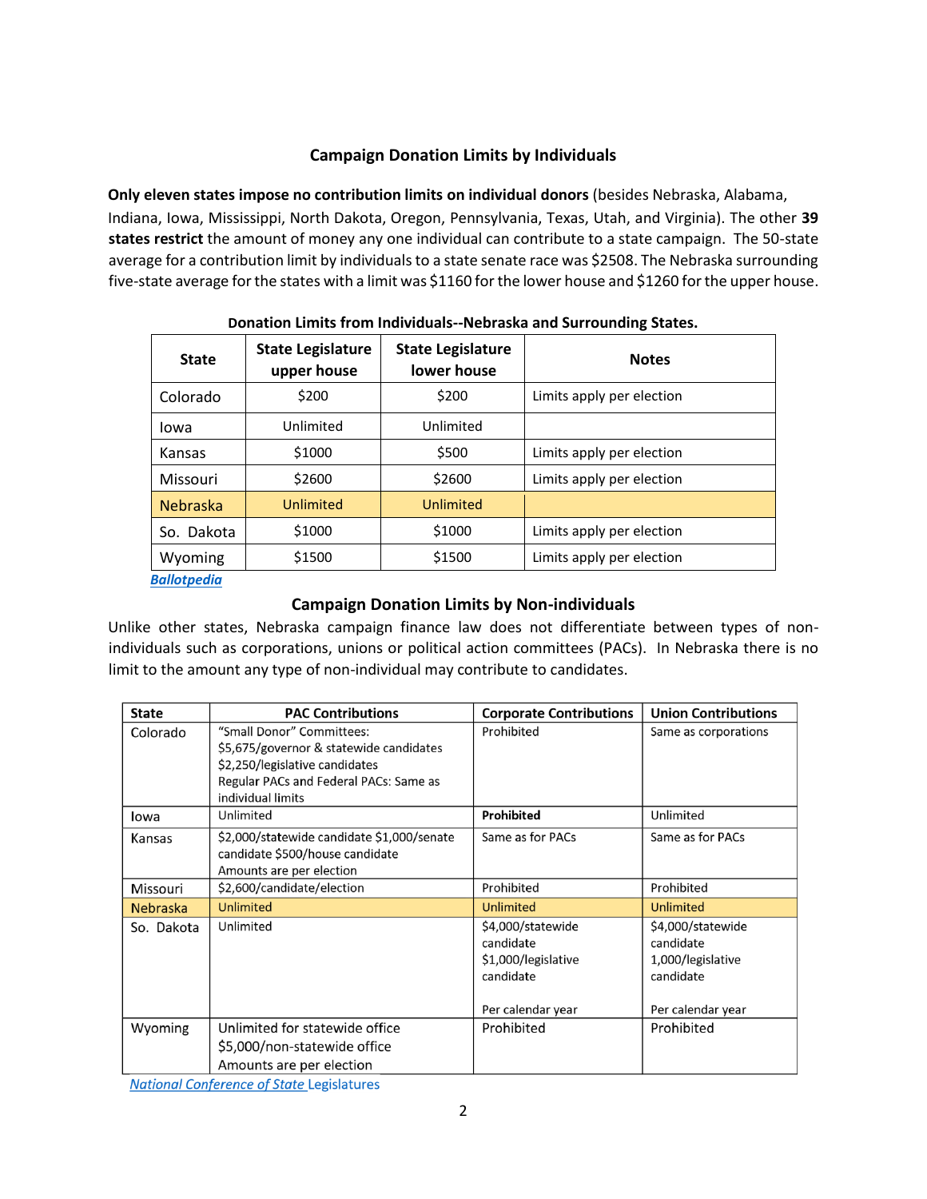## Campaign Donation Limits by Individuals

**Only eleven states impose no contribution limits on individual donors** (besides Nebraska, Alabama, Indiana, Iowa, Mississippi, North Dakota, Oregon, Pennsylvania, Texas, Utah, and Virginia). The other **39 states restrict** the amount of money any one individual can contribute to a state campaign. The 50-state average for a contribution limit by individuals to a state senate race was $2508. The Nebraska surrounding five-state average for the states with a limit was $1160 for the lower house and $1260 for the upper house.

**Donation Limits from Individuals--Nebraska and Surrounding States.**

| State | State Legislature upper house | State Legislature lower house | Notes |
|---|---|---|---|
| Colorado | $200 | $200 | Limits apply per election |
| Iowa | Unlimited | Unlimited | |
| Kansas | $1000 | $500 | Limits apply per election |
| Missouri | $2600 | $2600 | Limits apply per election |
| Nebraska | Unlimited | Unlimited | |
| So. Dakota | $1000 | $1000 | Limits apply per election |
| Wyoming | $1500 | $1500 | Limits apply per election |

*Ballotpedia*

## Campaign Donation Limits by Non-individuals

Unlike other states, Nebraska campaign finance law does not differentiate between types of non-individuals such as corporations, unions or political action committees (PACs). In Nebraska there is no limit to the amount any type of non-individual may contribute to candidates.

| State | PAC Contributions | Corporate Contributions | Union Contributions |
|---|---|---|---|
| Colorado | "Small Donor" Committees: $5,675/governor & statewide candidates $2,250/legislative candidates Regular PACs and Federal PACs: Same as individual limits | Prohibited | Same as corporations |
| Iowa | Unlimited | **Prohibited** | Unlimited |
| Kansas | $2,000/statewide candidate $1,000/senate candidate $500/house candidate Amounts are per election | Same as for PACs | Same as for PACs |
| Missouri | $2,600/candidate/election | Prohibited | Prohibited |
| Nebraska | Unlimited | Unlimited | Unlimited |
| So. Dakota | Unlimited | $4,000/statewide candidate $1,000/legislative candidate Per calendar year | $4,000/statewide candidate 1,000/legislative candidate Per calendar year |
| Wyoming | Unlimited for statewide office $5,000/non-statewide office Amounts are per election | Prohibited | Prohibited |

*National Conference of State Legislatures*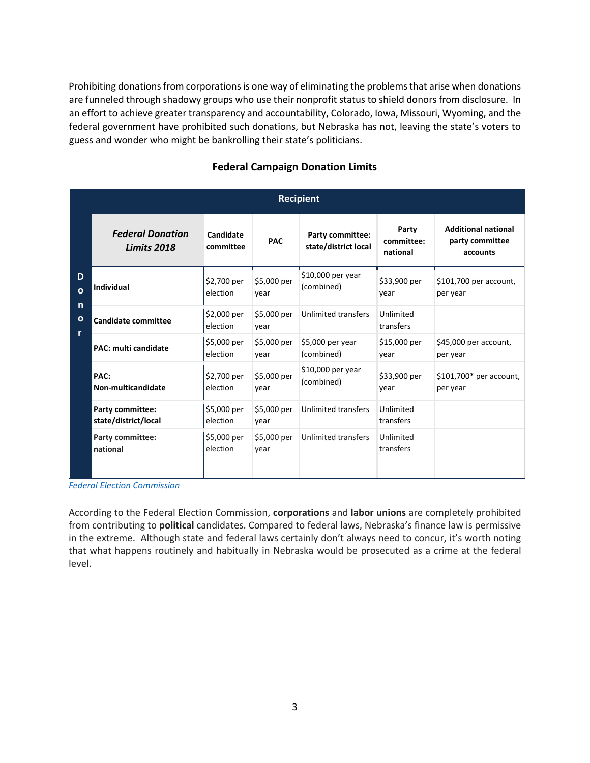Prohibiting donations from corporations is one way of eliminating the problems that arise when donations are funneled through shadowy groups who use their nonprofit status to shield donors from disclosure. In an effort to achieve greater transparency and accountability, Colorado, Iowa, Missouri, Wyoming, and the federal government have prohibited such donations, but Nebraska has not, leaving the state's voters to guess and wonder who might be bankrolling their state's politicians.

### Federal Campaign Donation Limits

| | Recipient | | | | | |
|---|---|---|---|---|---|---|
| | ***Federal Donation Limits 2018*** | **Candidate committee** | **PAC** | **Party committee: state/district local** | **Party committee: national** | **Additional national party committee accounts** |
| **Donor** | **Individual** | $2,700 per election | $5,000 per year | $10,000 per year (combined) | $33,900 per year | $101,700 per account, per year |
| | **Candidate committee** | $2,000 per election | $5,000 per year | Unlimited transfers | Unlimited transfers | |
| | **PAC: multi candidate** | $5,000 per election | $5,000 per year | $5,000 per year (combined) | $15,000 per year | $45,000 per account, per year |
| | **PAC: Non-multicandidate** | $2,700 per election | $5,000 per year | $10,000 per year (combined) | $33,900 per year | $101,700* per account, per year |
| | **Party committee: state/district/local** | $5,000 per election | $5,000 per year | Unlimited transfers | Unlimited transfers | |
| | **Party committee: national** | $5,000 per election | $5,000 per year | Unlimited transfers | Unlimited transfers | |

*Federal Election Commission*

According to the Federal Election Commission, **corporations** and **labor unions** are completely prohibited from contributing to **political** candidates. Compared to federal laws, Nebraska's finance law is permissive in the extreme. Although state and federal laws certainly don't always need to concur, it's worth noting that what happens routinely and habitually in Nebraska would be prosecuted as a crime at the federal level.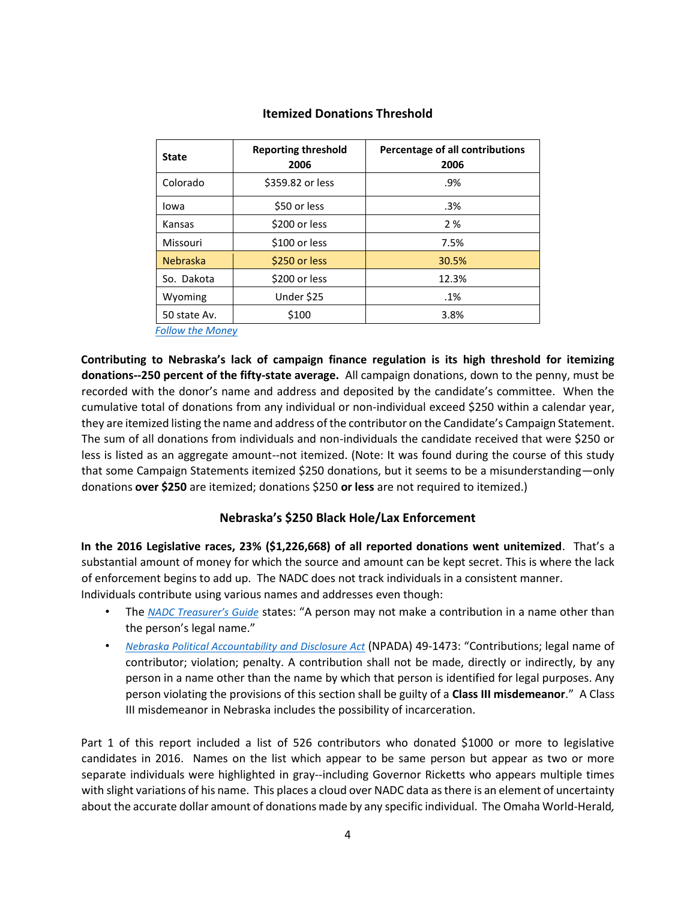### Itemized Donations Threshold

| State | Reporting threshold 2006 | Percentage of all contributions 2006 |
|---|---|---|
| Colorado | $359.82 or less | .9% |
| Iowa | $50 or less | .3% |
| Kansas | $200 or less | 2 % |
| Missouri | $100 or less | 7.5% |
| Nebraska | $250 or less | 30.5% |
| So. Dakota | $200 or less | 12.3% |
| Wyoming | Under $25 | .1% |
| 50 state Av. | $100 | 3.8% |

*Follow the Money*

**Contributing to Nebraska's lack of campaign finance regulation is its high threshold for itemizing donations--250 percent of the fifty-state average.** All campaign donations, down to the penny, must be recorded with the donor's name and address and deposited by the candidate's committee. When the cumulative total of donations from any individual or non-individual exceed $250 within a calendar year, they are itemized listing the name and address of the contributor on the Candidate's Campaign Statement. The sum of all donations from individuals and non-individuals the candidate received that were $250 or less is listed as an aggregate amount--not itemized. (Note: It was found during the course of this study that some Campaign Statements itemized $250 donations, but it seems to be a misunderstanding—only donations **over $250** are itemized; donations $250 **or less** are not required to itemized.)

### Nebraska's $250 Black Hole/Lax Enforcement

**In the 2016 Legislative races, 23% ($1,226,668) of all reported donations went unitemized**. That's a substantial amount of money for which the source and amount can be kept secret. This is where the lack of enforcement begins to add up. The NADC does not track individuals in a consistent manner. Individuals contribute using various names and addresses even though:

- The *NADC Treasurer's Guide* states: "A person may not make a contribution in a name other than the person's legal name."
- *Nebraska Political Accountability and Disclosure Act* (NPADA) 49-1473: "Contributions; legal name of contributor; violation; penalty. A contribution shall not be made, directly or indirectly, by any person in a name other than the name by which that person is identified for legal purposes. Any person violating the provisions of this section shall be guilty of a **Class III misdemeanor**." A Class III misdemeanor in Nebraska includes the possibility of incarceration.

Part 1 of this report included a list of 526 contributors who donated $1000 or more to legislative candidates in 2016. Names on the list which appear to be same person but appear as two or more separate individuals were highlighted in gray--including Governor Ricketts who appears multiple times with slight variations of his name. This places a cloud over NADC data as there is an element of uncertainty about the accurate dollar amount of donations made by any specific individual. The Omaha World-Herald,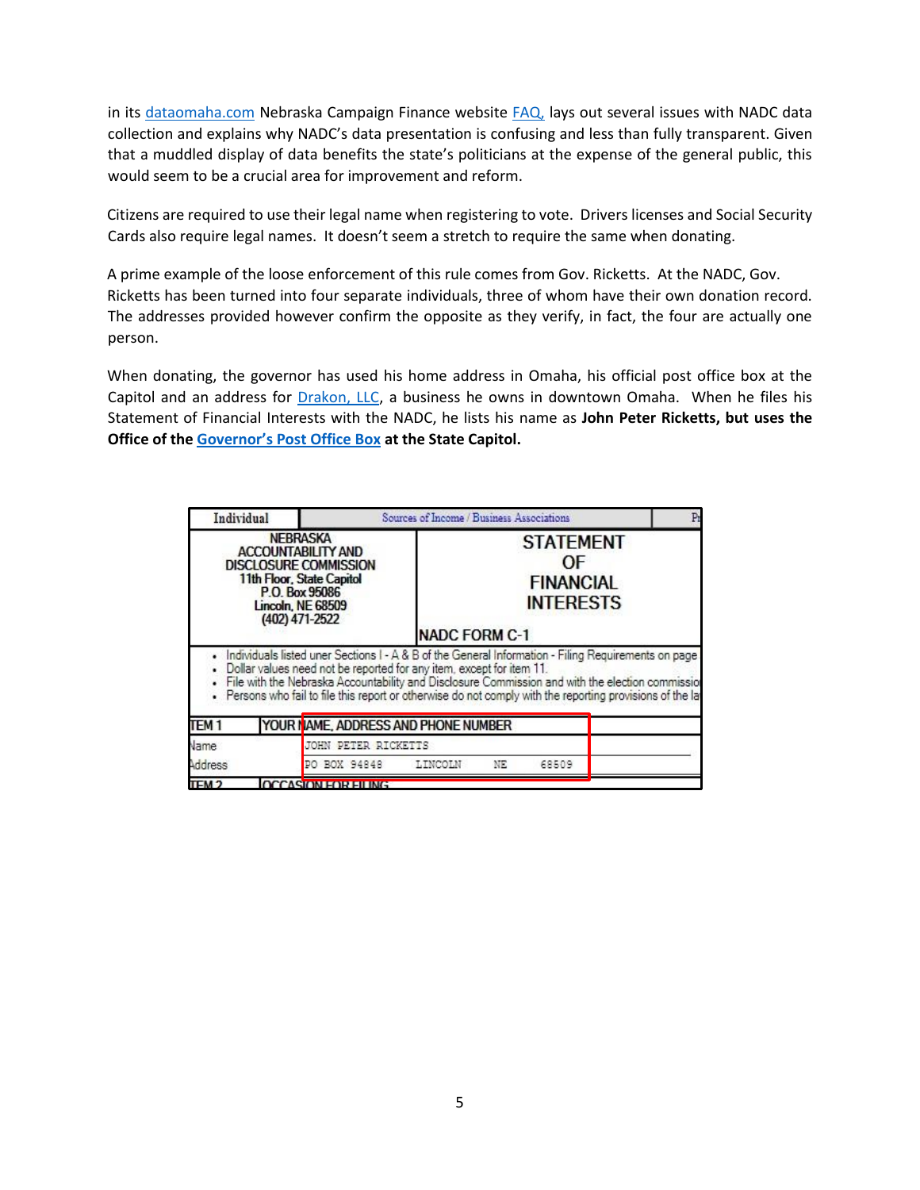in its dataomaha.com Nebraska Campaign Finance website FAQ, lays out several issues with NADC data collection and explains why NADC's data presentation is confusing and less than fully transparent. Given that a muddled display of data benefits the state's politicians at the expense of the general public, this would seem to be a crucial area for improvement and reform.

Citizens are required to use their legal name when registering to vote. Drivers licenses and Social Security Cards also require legal names. It doesn't seem a stretch to require the same when donating.

A prime example of the loose enforcement of this rule comes from Gov. Ricketts. At the NADC, Gov. Ricketts has been turned into four separate individuals, three of whom have their own donation record. The addresses provided however confirm the opposite as they verify, in fact, the four are actually one person.

When donating, the governor has used his home address in Omaha, his official post office box at the Capitol and an address for Drakon, LLC, a business he owns in downtown Omaha. When he files his Statement of Financial Interests with the NADC, he lists his name as **John Peter Ricketts, but uses the Office of the Governor's Post Office Box at the State Capitol.**

| Individual | Sources of Income / Business Associations | | Pr |
|---|---|---|---|
| NEBRASKA ACCOUNTABILITY AND DISCLOSURE COMMISSION<br>11th Floor, State Capitol<br>P.O. Box 95086<br>Lincoln, NE 68509<br>(402) 471-2522 | STATEMENT OF FINANCIAL INTERESTS<br><br>NADC FORM C-1 | | |

- Individuals listed uner Sections I - A & B of the General Information - Filing Requirements on page
- Dollar values need not be reported for any item, except for item 11.
- File with the Nebraska Accountability and Disclosure Commission and with the election commissio
- Persons who fail to file this report or otherwise do not comply with the reporting provisions of the la

| TEM 1 | YOUR NAME, ADDRESS AND PHONE NUMBER | | | |
|---|---|---|---|---|
| Name | JOHN PETER RICKETTS | | | |
| Address | PO BOX 94848 | LINCOLN | NE | 68509 |
| TEM 2 | OCCASION FOR FILING | | | |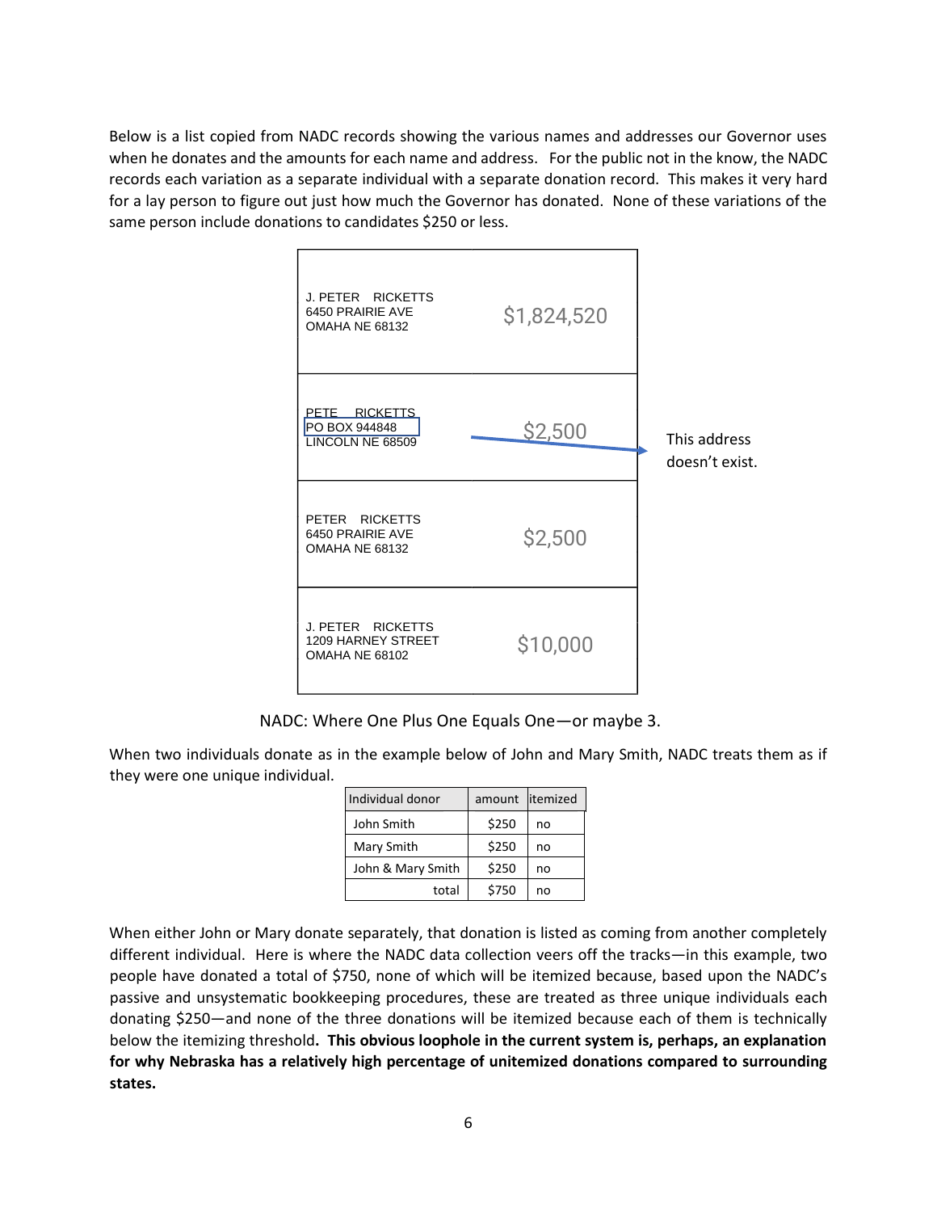Below is a list copied from NADC records showing the various names and addresses our Governor uses when he donates and the amounts for each name and address. For the public not in the know, the NADC records each variation as a separate individual with a separate donation record. This makes it very hard for a lay person to figure out just how much the Governor has donated. None of these variations of the same person include donations to candidates $250 or less.

| Name and address | Amount | |
|---|---|---|
| J. PETER RICKETTS<br>6450 PRAIRIE AVE<br>OMAHA NE 68132 | $1,824,520 | |
| PETE RICKETTS<br>PO BOX 944848<br>LINCOLN NE 68509 | $2,500 | This address doesn't exist. |
| PETER RICKETTS<br>6450 PRAIRIE AVE<br>OMAHA NE 68132 | $2,500 | |
| J. PETER RICKETTS<br>1209 HARNEY STREET<br>OMAHA NE 68102 | $10,000 | |

NADC: Where One Plus One Equals One—or maybe 3.

When two individuals donate as in the example below of John and Mary Smith, NADC treats them as if they were one unique individual.

| Individual donor | amount | itemized |
|---|---|---|
| John Smith | $250 | no |
| Mary Smith | $250 | no |
| John & Mary Smith | $250 | no |
| total | $750 | no |

When either John or Mary donate separately, that donation is listed as coming from another completely different individual. Here is where the NADC data collection veers off the tracks—in this example, two people have donated a total of $750, none of which will be itemized because, based upon the NADC's passive and unsystematic bookkeeping procedures, these are treated as three unique individuals each donating $250—and none of the three donations will be itemized because each of them is technically below the itemizing threshold. **This obvious loophole in the current system is, perhaps, an explanation for why Nebraska has a relatively high percentage of unitemized donations compared to surrounding states.**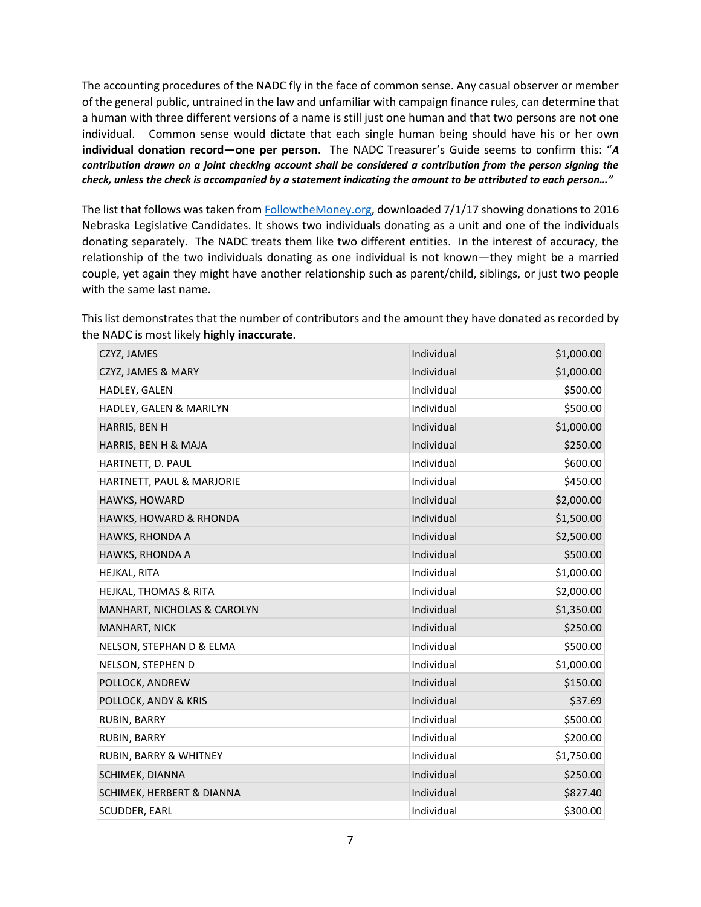The accounting procedures of the NADC fly in the face of common sense. Any casual observer or member of the general public, untrained in the law and unfamiliar with campaign finance rules, can determine that a human with three different versions of a name is still just one human and that two persons are not one individual. Common sense would dictate that each single human being should have his or her own **individual donation record—one per person**. The NADC Treasurer's Guide seems to confirm this: "***A contribution drawn on a joint checking account shall be considered a contribution from the person signing the check, unless the check is accompanied by a statement indicating the amount to be attributed to each person…"***

The list that follows was taken from FollowtheMoney.org, downloaded 7/1/17 showing donations to 2016 Nebraska Legislative Candidates. It shows two individuals donating as a unit and one of the individuals donating separately. The NADC treats them like two different entities. In the interest of accuracy, the relationship of the two individuals donating as one individual is not known—they might be a married couple, yet again they might have another relationship such as parent/child, siblings, or just two people with the same last name.

This list demonstrates that the number of contributors and the amount they have donated as recorded by the NADC is most likely **highly inaccurate**.

| | | |
|---|---|---|
| CZYZ, JAMES | Individual | $1,000.00 |
| CZYZ, JAMES & MARY | Individual | $1,000.00 |
| HADLEY, GALEN | Individual | $500.00 |
| HADLEY, GALEN & MARILYN | Individual | $500.00 |
| HARRIS, BEN H | Individual | $1,000.00 |
| HARRIS, BEN H & MAJA | Individual | $250.00 |
| HARTNETT, D. PAUL | Individual | $600.00 |
| HARTNETT, PAUL & MARJORIE | Individual | $450.00 |
| HAWKS, HOWARD | Individual | $2,000.00 |
| HAWKS, HOWARD & RHONDA | Individual | $1,500.00 |
| HAWKS, RHONDA A | Individual | $2,500.00 |
| HAWKS, RHONDA A | Individual | $500.00 |
| HEJKAL, RITA | Individual | $1,000.00 |
| HEJKAL, THOMAS & RITA | Individual | $2,000.00 |
| MANHART, NICHOLAS & CAROLYN | Individual | $1,350.00 |
| MANHART, NICK | Individual | $250.00 |
| NELSON, STEPHAN D & ELMA | Individual | $500.00 |
| NELSON, STEPHEN D | Individual | $1,000.00 |
| POLLOCK, ANDREW | Individual | $150.00 |
| POLLOCK, ANDY & KRIS | Individual | $37.69 |
| RUBIN, BARRY | Individual | $500.00 |
| RUBIN, BARRY | Individual | $200.00 |
| RUBIN, BARRY & WHITNEY | Individual | $1,750.00 |
| SCHIMEK, DIANNA | Individual | $250.00 |
| SCHIMEK, HERBERT & DIANNA | Individual | $827.40 |
| SCUDDER, EARL | Individual | $300.00 |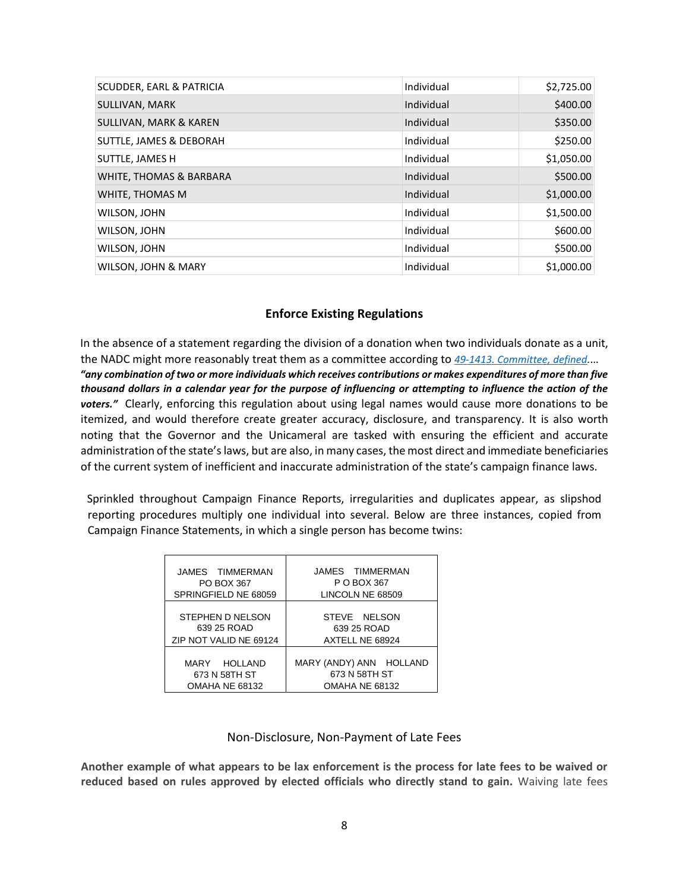| | | |
|---|---|---|
| SCUDDER, EARL & PATRICIA | Individual | $2,725.00 |
| SULLIVAN, MARK | Individual | $400.00 |
| SULLIVAN, MARK & KAREN | Individual | $350.00 |
| SUTTLE, JAMES & DEBORAH | Individual | $250.00 |
| SUTTLE, JAMES H | Individual | $1,050.00 |
| WHITE, THOMAS & BARBARA | Individual | $500.00 |
| WHITE, THOMAS M | Individual | $1,000.00 |
| WILSON, JOHN | Individual | $1,500.00 |
| WILSON, JOHN | Individual | $600.00 |
| WILSON, JOHN | Individual | $500.00 |
| WILSON, JOHN & MARY | Individual | $1,000.00 |

## Enforce Existing Regulations

In the absence of a statement regarding the division of a donation when two individuals donate as a unit, the NADC might more reasonably treat them as a committee according to *49-1413. Committee, defined*.… ***"any combination of two or more individuals which receives contributions or makes expenditures of more than five thousand dollars in a calendar year for the purpose of influencing or attempting to influence the action of the voters."*** Clearly, enforcing this regulation about using legal names would cause more donations to be itemized, and would therefore create greater accuracy, disclosure, and transparency. It is also worth noting that the Governor and the Unicameral are tasked with ensuring the efficient and accurate administration of the state's laws, but are also, in many cases, the most direct and immediate beneficiaries of the current system of inefficient and inaccurate administration of the state's campaign finance laws.

Sprinkled throughout Campaign Finance Reports, irregularities and duplicates appear, as slipshod reporting procedures multiply one individual into several. Below are three instances, copied from Campaign Finance Statements, in which a single person has become twins:

| | |
|---|---|
| JAMES TIMMERMAN<br>PO BOX 367<br>SPRINGFIELD NE 68059 | JAMES TIMMERMAN<br>P O BOX 367<br>LINCOLN NE 68509 |
| STEPHEN D NELSON<br>639 25 ROAD<br>ZIP NOT VALID NE 69124 | STEVE NELSON<br>639 25 ROAD<br>AXTELL NE 68924 |
| MARY HOLLAND<br>673 N 58TH ST<br>OMAHA NE 68132 | MARY (ANDY) ANN HOLLAND<br>673 N 58TH ST<br>OMAHA NE 68132 |

### Non-Disclosure, Non-Payment of Late Fees

**Another example of what appears to be lax enforcement is the process for late fees to be waived or reduced based on rules approved by elected officials who directly stand to gain.** Waiving late fees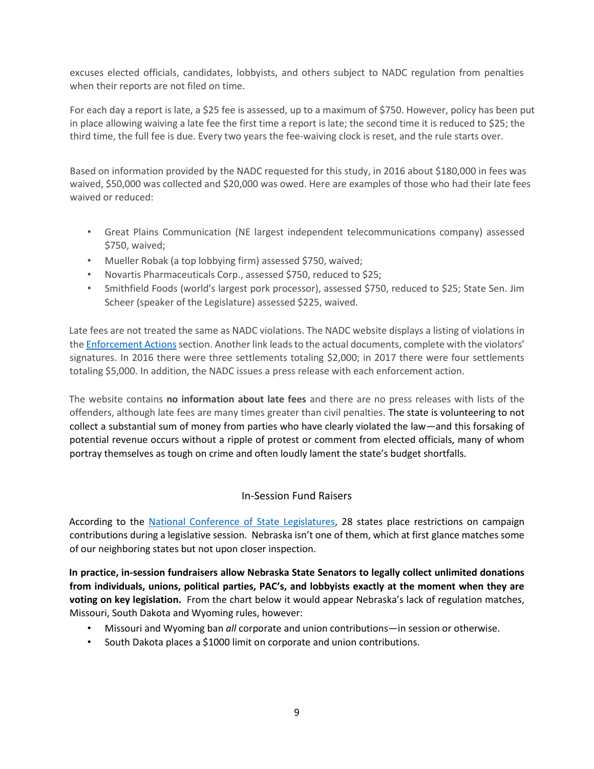excuses elected officials, candidates, lobbyists, and others subject to NADC regulation from penalties when their reports are not filed on time.

For each day a report is late, a $25 fee is assessed, up to a maximum of $750. However, policy has been put in place allowing waiving a late fee the first time a report is late; the second time it is reduced to $25; the third time, the full fee is due. Every two years the fee-waiving clock is reset, and the rule starts over.

Based on information provided by the NADC requested for this study, in 2016 about $180,000 in fees was waived, $50,000 was collected and $20,000 was owed. Here are examples of those who had their late fees waived or reduced:

- Great Plains Communication (NE largest independent telecommunications company) assessed $750, waived;
- Mueller Robak (a top lobbying firm) assessed $750, waived;
- Novartis Pharmaceuticals Corp., assessed $750, reduced to $25;
- Smithfield Foods (world's largest pork processor), assessed $750, reduced to $25; State Sen. Jim Scheer (speaker of the Legislature) assessed $225, waived.

Late fees are not treated the same as NADC violations. The NADC website displays a listing of violations in the Enforcement Actions section. Another link leads to the actual documents, complete with the violators' signatures. In 2016 there were three settlements totaling $2,000; in 2017 there were four settlements totaling $5,000. In addition, the NADC issues a press release with each enforcement action.

The website contains **no information about late fees** and there are no press releases with lists of the offenders, although late fees are many times greater than civil penalties. The state is volunteering to not collect a substantial sum of money from parties who have clearly violated the law—and this forsaking of potential revenue occurs without a ripple of protest or comment from elected officials, many of whom portray themselves as tough on crime and often loudly lament the state's budget shortfalls.

## In-Session Fund Raisers

According to the National Conference of State Legislatures, 28 states place restrictions on campaign contributions during a legislative session. Nebraska isn't one of them, which at first glance matches some of our neighboring states but not upon closer inspection.

**In practice, in-session fundraisers allow Nebraska State Senators to legally collect unlimited donations from individuals, unions, political parties, PAC's, and lobbyists exactly at the moment when they are voting on key legislation.** From the chart below it would appear Nebraska's lack of regulation matches, Missouri, South Dakota and Wyoming rules, however:

- Missouri and Wyoming ban *all* corporate and union contributions—in session or otherwise.
- South Dakota places a $1000 limit on corporate and union contributions.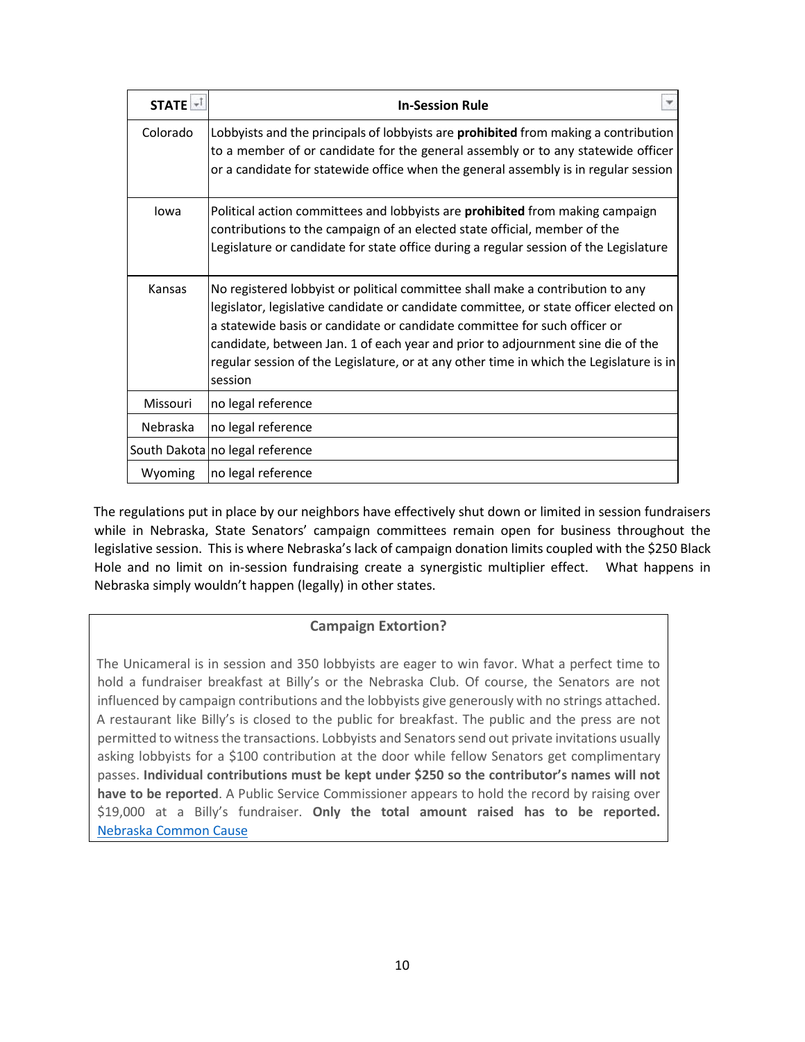| STATE | In-Session Rule |
|---|---|
| Colorado | Lobbyists and the principals of lobbyists are **prohibited** from making a contribution to a member of or candidate for the general assembly or to any statewide officer or a candidate for statewide office when the general assembly is in regular session |
| Iowa | Political action committees and lobbyists are **prohibited** from making campaign contributions to the campaign of an elected state official, member of the Legislature or candidate for state office during a regular session of the Legislature |
| Kansas | No registered lobbyist or political committee shall make a contribution to any legislator, legislative candidate or candidate committee, or state officer elected on a statewide basis or candidate or candidate committee for such officer or candidate, between Jan. 1 of each year and prior to adjournment sine die of the regular session of the Legislature, or at any other time in which the Legislature is in session |
| Missouri | no legal reference |
| Nebraska | no legal reference |
| South Dakota | no legal reference |
| Wyoming | no legal reference |

The regulations put in place by our neighbors have effectively shut down or limited in session fundraisers while in Nebraska, State Senators' campaign committees remain open for business throughout the legislative session. This is where Nebraska's lack of campaign donation limits coupled with the $250 Black Hole and no limit on in-session fundraising create a synergistic multiplier effect. What happens in Nebraska simply wouldn't happen (legally) in other states.

### Campaign Extortion?

The Unicameral is in session and 350 lobbyists are eager to win favor. What a perfect time to hold a fundraiser breakfast at Billy's or the Nebraska Club. Of course, the Senators are not influenced by campaign contributions and the lobbyists give generously with no strings attached. A restaurant like Billy's is closed to the public for breakfast. The public and the press are not permitted to witness the transactions. Lobbyists and Senators send out private invitations usually asking lobbyists for a $100 contribution at the door while fellow Senators get complimentary passes. **Individual contributions must be kept under $250 so the contributor's names will not have to be reported**. A Public Service Commissioner appears to hold the record by raising over $19,000 at a Billy's fundraiser. **Only the total amount raised has to be reported.** Nebraska Common Cause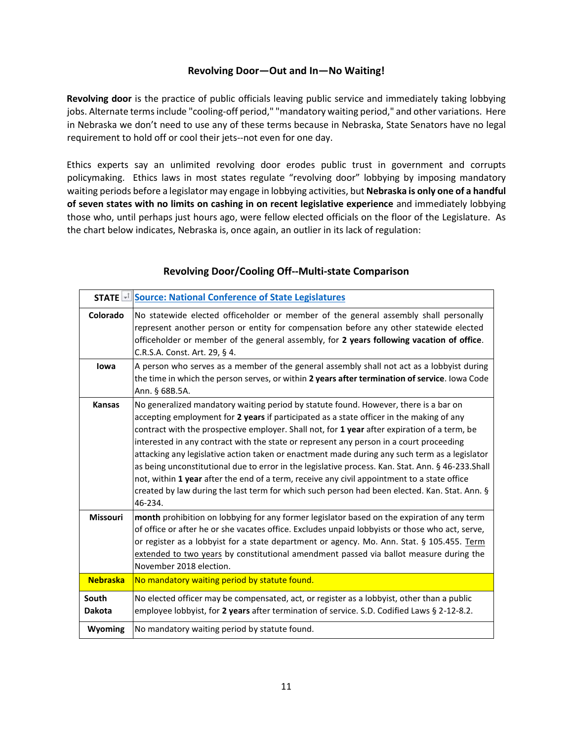### Revolving Door—Out and In—No Waiting!

**Revolving door** is the practice of public officials leaving public service and immediately taking lobbying jobs. Alternate terms include "cooling-off period," "mandatory waiting period," and other variations. Here in Nebraska we don't need to use any of these terms because in Nebraska, State Senators have no legal requirement to hold off or cool their jets--not even for one day.

Ethics experts say an unlimited revolving door erodes public trust in government and corrupts policymaking. Ethics laws in most states regulate "revolving door" lobbying by imposing mandatory waiting periods before a legislator may engage in lobbying activities, but **Nebraska is only one of a handful of seven states with no limits on cashing in on recent legislative experience** and immediately lobbying those who, until perhaps just hours ago, were fellow elected officials on the floor of the Legislature. As the chart below indicates, Nebraska is, once again, an outlier in its lack of regulation:

### Revolving Door/Cooling Off--Multi-state Comparison

| STATE | Source: National Conference of State Legislatures |
|---|---|
| **Colorado** | No statewide elected officeholder or member of the general assembly shall personally represent another person or entity for compensation before any other statewide elected officeholder or member of the general assembly, for **2 years following vacation of office**. C.R.S.A. Const. Art. 29, § 4. |
| **Iowa** | A person who serves as a member of the general assembly shall not act as a lobbyist during the time in which the person serves, or within **2 years after termination of service**. Iowa Code Ann. § 68B.5A. |
| **Kansas** | No generalized mandatory waiting period by statute found. However, there is a bar on accepting employment for **2 years** if participated as a state officer in the making of any contract with the prospective employer. Shall not, for **1 year** after expiration of a term, be interested in any contract with the state or represent any person in a court proceeding attacking any legislative action taken or enactment made during any such term as a legislator as being unconstitutional due to error in the legislative process. Kan. Stat. Ann. § 46-233.Shall not, within **1 year** after the end of a term, receive any civil appointment to a state office created by law during the last term for which such person had been elected. Kan. Stat. Ann. § 46-234. |
| **Missouri** | **month** prohibition on lobbying for any former legislator based on the expiration of any term of office or after he or she vacates office. Excludes unpaid lobbyists or those who act, serve, or register as a lobbyist for a state department or agency. Mo. Ann. Stat. § 105.455. Term extended to two years by constitutional amendment passed via ballot measure during the November 2018 election. |
| **Nebraska** | No mandatory waiting period by statute found. |
| **South Dakota** | No elected officer may be compensated, act, or register as a lobbyist, other than a public employee lobbyist, for **2 years** after termination of service. S.D. Codified Laws § 2-12-8.2. |
| **Wyoming** | No mandatory waiting period by statute found. |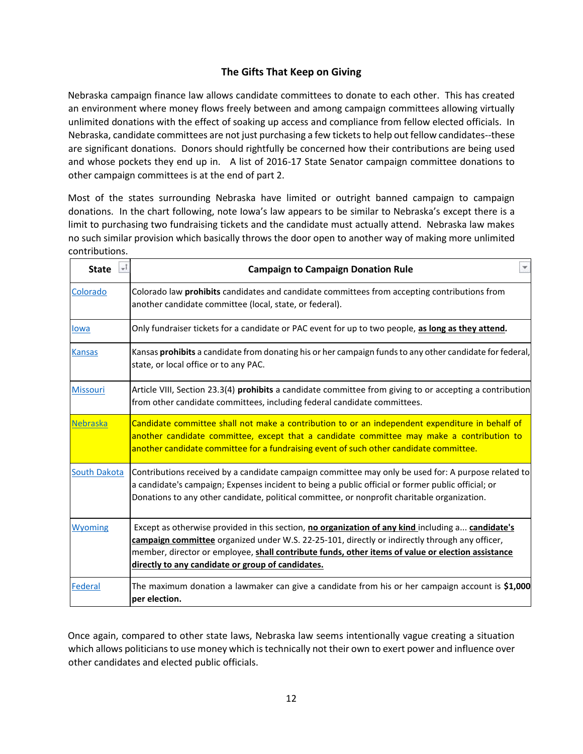## The Gifts That Keep on Giving

Nebraska campaign finance law allows candidate committees to donate to each other. This has created an environment where money flows freely between and among campaign committees allowing virtually unlimited donations with the effect of soaking up access and compliance from fellow elected officials. In Nebraska, candidate committees are not just purchasing a few tickets to help out fellow candidates--these are significant donations. Donors should rightfully be concerned how their contributions are being used and whose pockets they end up in. A list of 2016-17 State Senator campaign committee donations to other campaign committees is at the end of part 2.

Most of the states surrounding Nebraska have limited or outright banned campaign to campaign donations. In the chart following, note Iowa's law appears to be similar to Nebraska's except there is a limit to purchasing two fundraising tickets and the candidate must actually attend. Nebraska law makes no such similar provision which basically throws the door open to another way of making more unlimited contributions.

| State | Campaign to Campaign Donation Rule |
|---|---|
| Colorado | Colorado law **prohibits** candidates and candidate committees from accepting contributions from another candidate committee (local, state, or federal). |
| Iowa | Only fundraiser tickets for a candidate or PAC event for up to two people, **as long as they attend.** |
| Kansas | Kansas **prohibits** a candidate from donating his or her campaign funds to any other candidate for federal, state, or local office or to any PAC. |
| Missouri | Article VIII, Section 23.3(4) **prohibits** a candidate committee from giving to or accepting a contribution from other candidate committees, including federal candidate committees. |
| Nebraska | Candidate committee shall not make a contribution to or an independent expenditure in behalf of another candidate committee, except that a candidate committee may make a contribution to another candidate committee for a fundraising event of such other candidate committee. |
| South Dakota | Contributions received by a candidate campaign committee may only be used for: A purpose related to a candidate's campaign; Expenses incident to being a public official or former public official; or Donations to any other candidate, political committee, or nonprofit charitable organization. |
| Wyoming | Except as otherwise provided in this section, **no organization of any kind** including a... **candidate's campaign committee** organized under W.S. 22-25-101, directly or indirectly through any officer, member, director or employee, **shall contribute funds, other items of value or election assistance directly to any candidate or group of candidates.** |
| Federal | The maximum donation a lawmaker can give a candidate from his or her campaign account is **$1,000 per election.** |

Once again, compared to other state laws, Nebraska law seems intentionally vague creating a situation which allows politicians to use money which is technically not their own to exert power and influence over other candidates and elected public officials.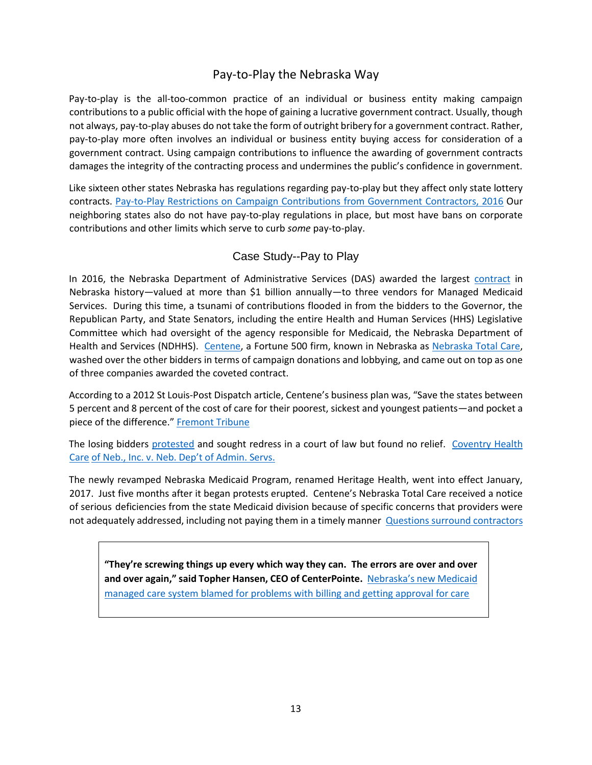## Pay-to-Play the Nebraska Way

Pay-to-play is the all-too-common practice of an individual or business entity making campaign contributions to a public official with the hope of gaining a lucrative government contract. Usually, though not always, pay-to-play abuses do not take the form of outright bribery for a government contract. Rather, pay-to-play more often involves an individual or business entity buying access for consideration of a government contract. Using campaign contributions to influence the awarding of government contracts damages the integrity of the contracting process and undermines the public's confidence in government.

Like sixteen other states Nebraska has regulations regarding pay-to-play but they affect only state lottery contracts. Pay-to-Play Restrictions on Campaign Contributions from Government Contractors, 2016 Our neighboring states also do not have pay-to-play regulations in place, but most have bans on corporate contributions and other limits which serve to curb *some* pay-to-play.

### Case Study--Pay to Play

In 2016, the Nebraska Department of Administrative Services (DAS) awarded the largest contract in Nebraska history—valued at more than $1 billion annually—to three vendors for Managed Medicaid Services. During this time, a tsunami of contributions flooded in from the bidders to the Governor, the Republican Party, and State Senators, including the entire Health and Human Services (HHS) Legislative Committee which had oversight of the agency responsible for Medicaid, the Nebraska Department of Health and Services (NDHHS). Centene, a Fortune 500 firm, known in Nebraska as Nebraska Total Care, washed over the other bidders in terms of campaign donations and lobbying, and came out on top as one of three companies awarded the coveted contract.

According to a 2012 St Louis-Post Dispatch article, Centene's business plan was, "Save the states between 5 percent and 8 percent of the cost of care for their poorest, sickest and youngest patients—and pocket a piece of the difference." Fremont Tribune

The losing bidders protested and sought redress in a court of law but found no relief. Coventry Health Care of Neb., Inc. v. Neb. Dep't of Admin. Servs.

The newly revamped Nebraska Medicaid Program, renamed Heritage Health, went into effect January, 2017. Just five months after it began protests erupted. Centene's Nebraska Total Care received a notice of serious deficiencies from the state Medicaid division because of specific concerns that providers were not adequately addressed, including not paying them in a timely manner Questions surround contractors

> **"They're screwing things up every which way they can. The errors are over and over and over again," said Topher Hansen, CEO of CenterPointe.** Nebraska's new Medicaid managed care system blamed for problems with billing and getting approval for care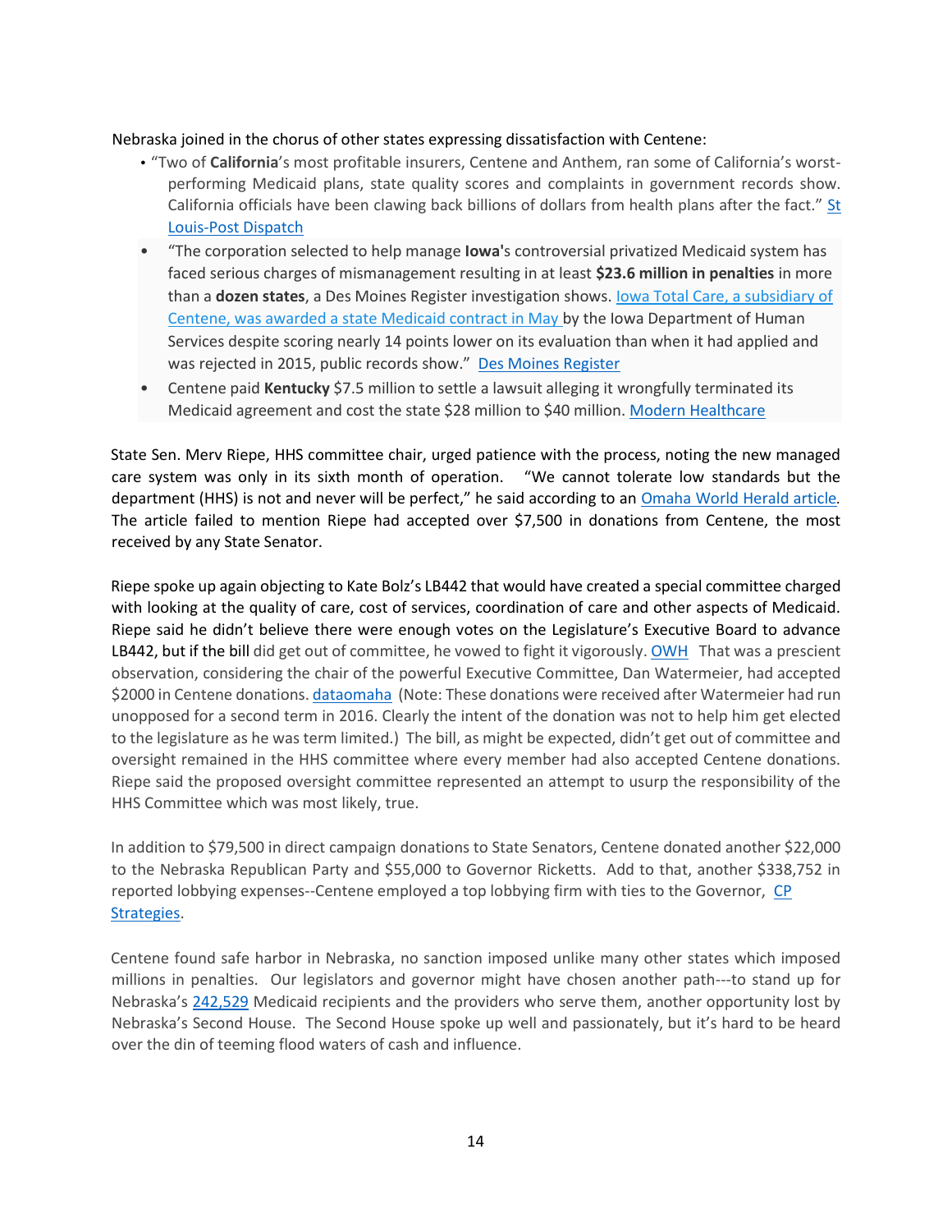Nebraska joined in the chorus of other states expressing dissatisfaction with Centene:

- "Two of **California**'s most profitable insurers, Centene and Anthem, ran some of California's worst-performing Medicaid plans, state quality scores and complaints in government records show. California officials have been clawing back billions of dollars from health plans after the fact." St Louis-Post Dispatch
- "The corporation selected to help manage **Iowa'**s controversial privatized Medicaid system has faced serious charges of mismanagement resulting in at least **$23.6 million in penalties** in more than a **dozen states**, a Des Moines Register investigation shows. Iowa Total Care, a subsidiary of Centene, was awarded a state Medicaid contract in May by the Iowa Department of Human Services despite scoring nearly 14 points lower on its evaluation than when it had applied and was rejected in 2015, public records show." Des Moines Register
- Centene paid **Kentucky** $7.5 million to settle a lawsuit alleging it wrongfully terminated its Medicaid agreement and cost the state $28 million to $40 million. Modern Healthcare

State Sen. Merv Riepe, HHS committee chair, urged patience with the process, noting the new managed care system was only in its sixth month of operation. "We cannot tolerate low standards but the department (HHS) is not and never will be perfect," he said according to an Omaha World Herald article. The article failed to mention Riepe had accepted over $7,500 in donations from Centene, the most received by any State Senator.

Riepe spoke up again objecting to Kate Bolz's LB442 that would have created a special committee charged with looking at the quality of care, cost of services, coordination of care and other aspects of Medicaid. Riepe said he didn't believe there were enough votes on the Legislature's Executive Board to advance LB442, but if the bill did get out of committee, he vowed to fight it vigorously. OWH That was a prescient observation, considering the chair of the powerful Executive Committee, Dan Watermeier, had accepted $2000 in Centene donations. dataomaha (Note: These donations were received after Watermeier had run unopposed for a second term in 2016. Clearly the intent of the donation was not to help him get elected to the legislature as he was term limited.) The bill, as might be expected, didn't get out of committee and oversight remained in the HHS committee where every member had also accepted Centene donations. Riepe said the proposed oversight committee represented an attempt to usurp the responsibility of the HHS Committee which was most likely, true.

In addition to $79,500 in direct campaign donations to State Senators, Centene donated another $22,000 to the Nebraska Republican Party and $55,000 to Governor Ricketts. Add to that, another $338,752 in reported lobbying expenses--Centene employed a top lobbying firm with ties to the Governor, CP Strategies.

Centene found safe harbor in Nebraska, no sanction imposed unlike many other states which imposed millions in penalties. Our legislators and governor might have chosen another path---to stand up for Nebraska's 242,529 Medicaid recipients and the providers who serve them, another opportunity lost by Nebraska's Second House. The Second House spoke up well and passionately, but it's hard to be heard over the din of teeming flood waters of cash and influence.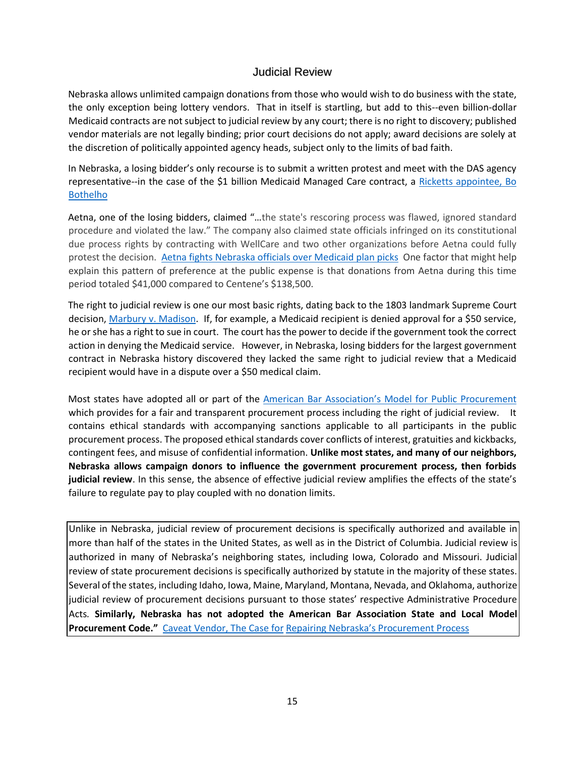## Judicial Review

Nebraska allows unlimited campaign donations from those who would wish to do business with the state, the only exception being lottery vendors. That in itself is startling, but add to this--even billion-dollar Medicaid contracts are not subject to judicial review by any court; there is no right to discovery; published vendor materials are not legally binding; prior court decisions do not apply; award decisions are solely at the discretion of politically appointed agency heads, subject only to the limits of bad faith.

In Nebraska, a losing bidder's only recourse is to submit a written protest and meet with the DAS agency representative--in the case of the $1 billion Medicaid Managed Care contract, a Ricketts appointee, Bo Bothelho

Aetna, one of the losing bidders, claimed "…the state's rescoring process was flawed, ignored standard procedure and violated the law." The company also claimed state officials infringed on its constitutional due process rights by contracting with WellCare and two other organizations before Aetna could fully protest the decision. Aetna fights Nebraska officials over Medicaid plan picks One factor that might help explain this pattern of preference at the public expense is that donations from Aetna during this time period totaled $41,000 compared to Centene's $138,500.

The right to judicial review is one our most basic rights, dating back to the 1803 landmark Supreme Court decision, Marbury v. Madison. If, for example, a Medicaid recipient is denied approval for a $50 service, he or she has a right to sue in court. The court has the power to decide if the government took the correct action in denying the Medicaid service. However, in Nebraska, losing bidders for the largest government contract in Nebraska history discovered they lacked the same right to judicial review that a Medicaid recipient would have in a dispute over a $50 medical claim.

Most states have adopted all or part of the American Bar Association's Model for Public Procurement which provides for a fair and transparent procurement process including the right of judicial review. It contains ethical standards with accompanying sanctions applicable to all participants in the public procurement process. The proposed ethical standards cover conflicts of interest, gratuities and kickbacks, contingent fees, and misuse of confidential information. **Unlike most states, and many of our neighbors, Nebraska allows campaign donors to influence the government procurement process, then forbids judicial review**. In this sense, the absence of effective judicial review amplifies the effects of the state's failure to regulate pay to play coupled with no donation limits.

> Unlike in Nebraska, judicial review of procurement decisions is specifically authorized and available in more than half of the states in the United States, as well as in the District of Columbia. Judicial review is authorized in many of Nebraska's neighboring states, including Iowa, Colorado and Missouri. Judicial review of state procurement decisions is specifically authorized by statute in the majority of these states. Several of the states, including Idaho, Iowa, Maine, Maryland, Montana, Nevada, and Oklahoma, authorize judicial review of procurement decisions pursuant to those states' respective Administrative Procedure Acts. **Similarly, Nebraska has not adopted the American Bar Association State and Local Model Procurement Code."** Caveat Vendor, The Case for Repairing Nebraska's Procurement Process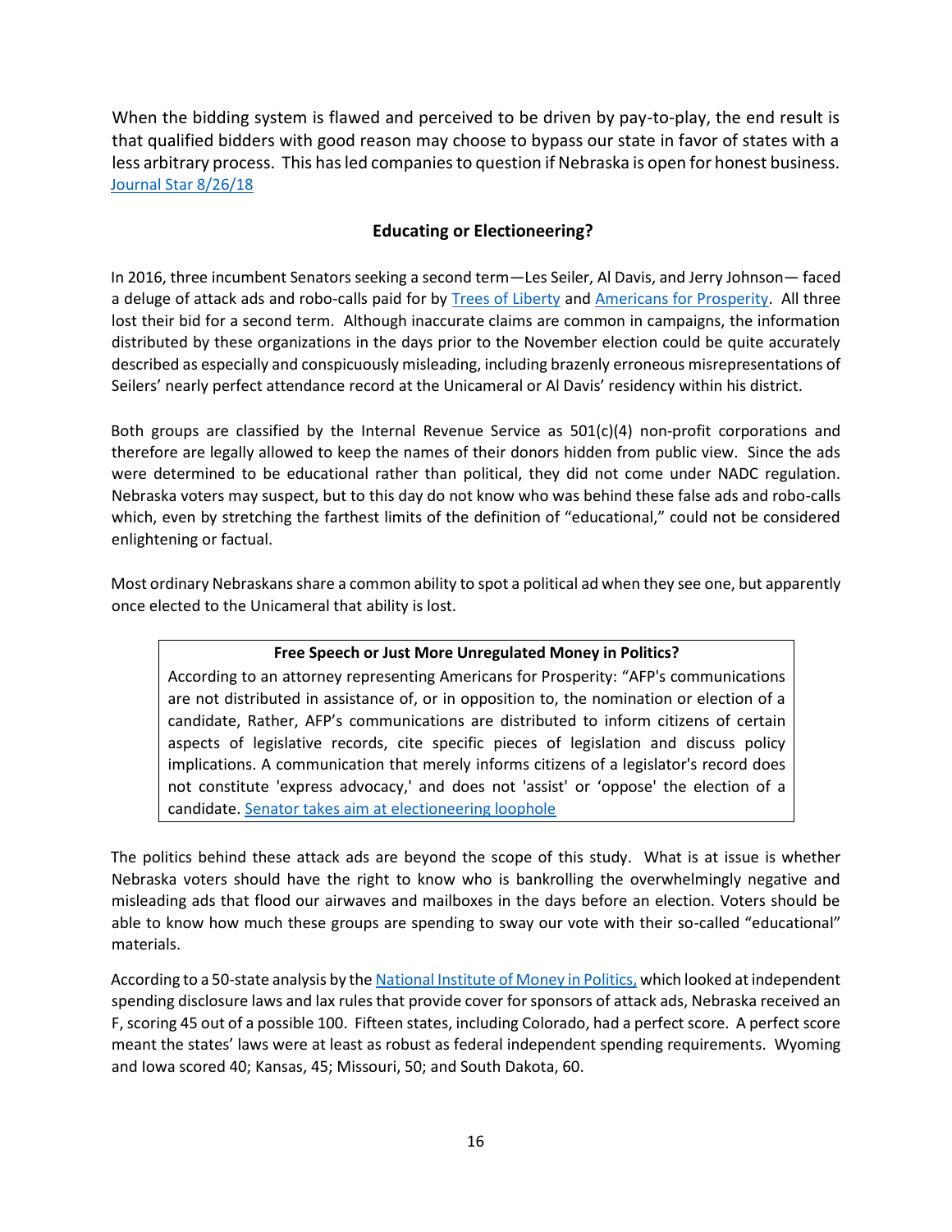When the bidding system is flawed and perceived to be driven by pay-to-play, the end result is that qualified bidders with good reason may choose to bypass our state in favor of states with a less arbitrary process. This has led companies to question if Nebraska is open for honest business. Journal Star 8/26/18

## Educating or Electioneering?

In 2016, three incumbent Senators seeking a second term—Les Seiler, Al Davis, and Jerry Johnson— faced a deluge of attack ads and robo-calls paid for by Trees of Liberty and Americans for Prosperity. All three lost their bid for a second term. Although inaccurate claims are common in campaigns, the information distributed by these organizations in the days prior to the November election could be quite accurately described as especially and conspicuously misleading, including brazenly erroneous misrepresentations of Seilers' nearly perfect attendance record at the Unicameral or Al Davis' residency within his district.

Both groups are classified by the Internal Revenue Service as 501(c)(4) non-profit corporations and therefore are legally allowed to keep the names of their donors hidden from public view. Since the ads were determined to be educational rather than political, they did not come under NADC regulation. Nebraska voters may suspect, but to this day do not know who was behind these false ads and robo-calls which, even by stretching the farthest limits of the definition of "educational," could not be considered enlightening or factual.

Most ordinary Nebraskans share a common ability to spot a political ad when they see one, but apparently once elected to the Unicameral that ability is lost.

> **Free Speech or Just More Unregulated Money in Politics?**
>
> According to an attorney representing Americans for Prosperity: "AFP's communications are not distributed in assistance of, or in opposition to, the nomination or election of a candidate, Rather, AFP's communications are distributed to inform citizens of certain aspects of legislative records, cite specific pieces of legislation and discuss policy implications. A communication that merely informs citizens of a legislator's record does not constitute 'express advocacy,' and does not 'assist' or 'oppose' the election of a candidate. Senator takes aim at electioneering loophole

The politics behind these attack ads are beyond the scope of this study. What is at issue is whether Nebraska voters should have the right to know who is bankrolling the overwhelmingly negative and misleading ads that flood our airwaves and mailboxes in the days before an election. Voters should be able to know how much these groups are spending to sway our vote with their so-called "educational" materials.

According to a 50-state analysis by the National Institute of Money in Politics, which looked at independent spending disclosure laws and lax rules that provide cover for sponsors of attack ads, Nebraska received an F, scoring 45 out of a possible 100. Fifteen states, including Colorado, had a perfect score. A perfect score meant the states' laws were at least as robust as federal independent spending requirements. Wyoming and Iowa scored 40; Kansas, 45; Missouri, 50; and South Dakota, 60.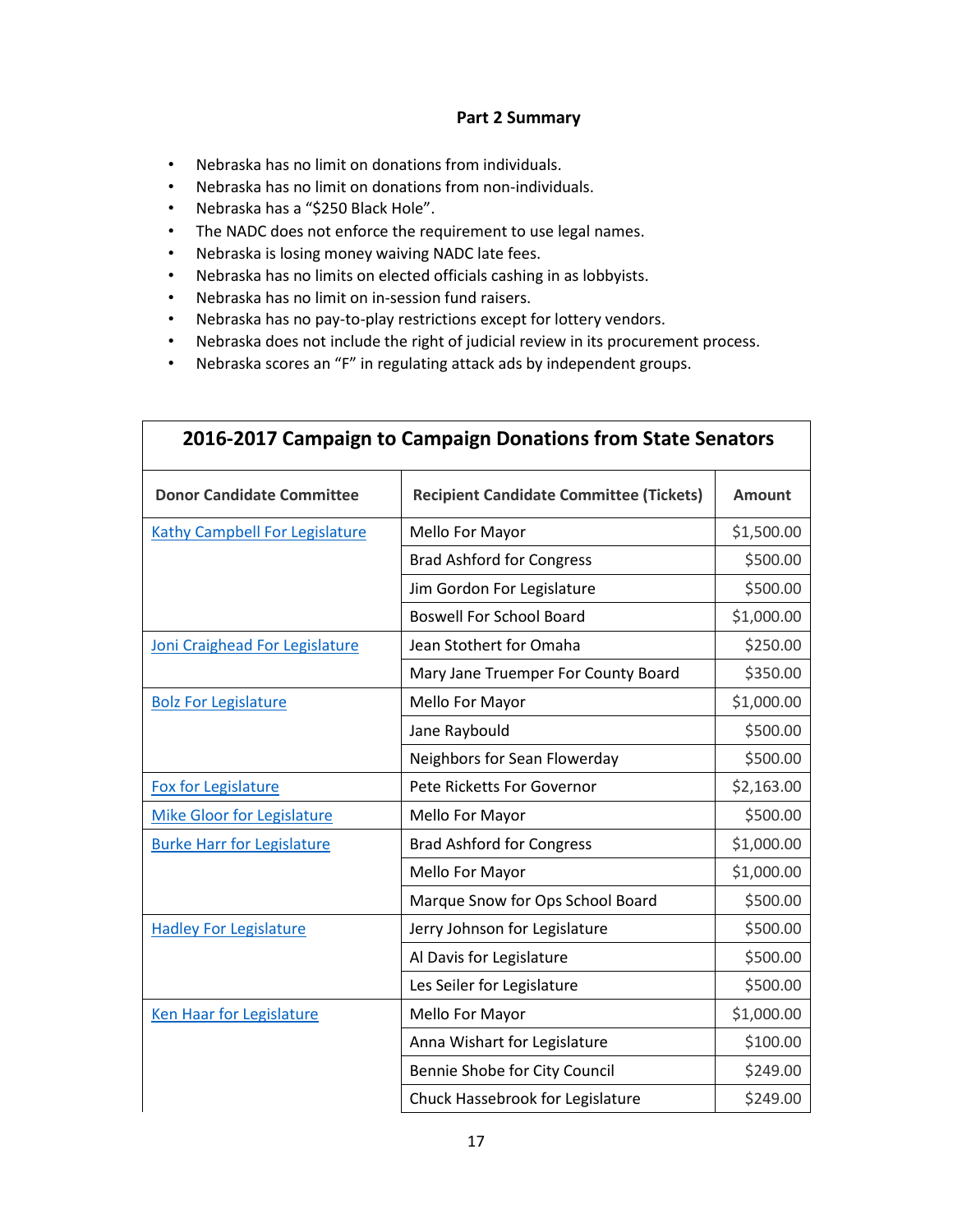**Part 2 Summary**

- Nebraska has no limit on donations from individuals.
- Nebraska has no limit on donations from non-individuals.
- Nebraska has a "$250 Black Hole".
- The NADC does not enforce the requirement to use legal names.
- Nebraska is losing money waiving NADC late fees.
- Nebraska has no limits on elected officials cashing in as lobbyists.
- Nebraska has no limit on in-session fund raisers.
- Nebraska has no pay-to-play restrictions except for lottery vendors.
- Nebraska does not include the right of judicial review in its procurement process.
- Nebraska scores an "F" in regulating attack ads by independent groups.

| 2016-2017 Campaign to Campaign Donations from State Senators | | |
|---|---|---|
| **Donor Candidate Committee** | **Recipient Candidate Committee (Tickets)** | **Amount** |
| Kathy Campbell For Legislature | Mello For Mayor | $1,500.00 |
| | Brad Ashford for Congress | $500.00 |
| | Jim Gordon For Legislature | $500.00 |
| | Boswell For School Board | $1,000.00 |
| Joni Craighead For Legislature | Jean Stothert for Omaha | $250.00 |
| | Mary Jane Truemper For County Board | $350.00 |
| Bolz For Legislature | Mello For Mayor | $1,000.00 |
| | Jane Raybould | $500.00 |
| | Neighbors for Sean Flowerday | $500.00 |
| Fox for Legislature | Pete Ricketts For Governor | $2,163.00 |
| Mike Gloor for Legislature | Mello For Mayor | $500.00 |
| Burke Harr for Legislature | Brad Ashford for Congress | $1,000.00 |
| | Mello For Mayor | $1,000.00 |
| | Marque Snow for Ops School Board | $500.00 |
| Hadley For Legislature | Jerry Johnson for Legislature | $500.00 |
| | Al Davis for Legislature | $500.00 |
| | Les Seiler for Legislature | $500.00 |
| Ken Haar for Legislature | Mello For Mayor | $1,000.00 |
| | Anna Wishart for Legislature | $100.00 |
| | Bennie Shobe for City Council | $249.00 |
| | Chuck Hassebrook for Legislature | $249.00 |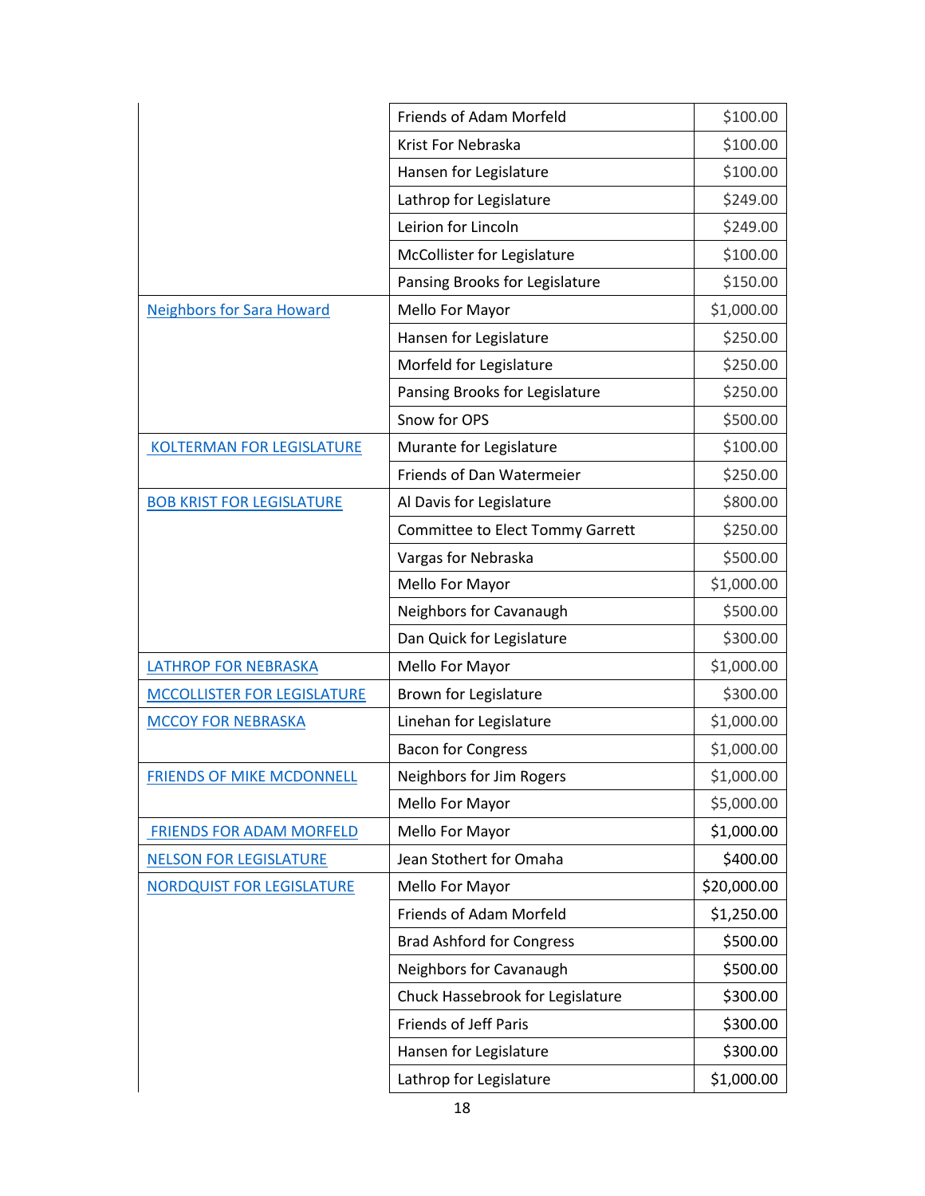| | | |
|---|---|---|
| | Friends of Adam Morfeld | $100.00 |
| | Krist For Nebraska | $100.00 |
| | Hansen for Legislature | $100.00 |
| | Lathrop for Legislature | $249.00 |
| | Leirion for Lincoln | $249.00 |
| | McCollister for Legislature | $100.00 |
| | Pansing Brooks for Legislature | $150.00 |
| Neighbors for Sara Howard | Mello For Mayor | $1,000.00 |
| | Hansen for Legislature | $250.00 |
| | Morfeld for Legislature | $250.00 |
| | Pansing Brooks for Legislature | $250.00 |
| | Snow for OPS | $500.00 |
| KOLTERMAN FOR LEGISLATURE | Murante for Legislature | $100.00 |
| | Friends of Dan Watermeier | $250.00 |
| BOB KRIST FOR LEGISLATURE | Al Davis for Legislature | $800.00 |
| | Committee to Elect Tommy Garrett | $250.00 |
| | Vargas for Nebraska | $500.00 |
| | Mello For Mayor | $1,000.00 |
| | Neighbors for Cavanaugh | $500.00 |
| | Dan Quick for Legislature | $300.00 |
| LATHROP FOR NEBRASKA | Mello For Mayor | $1,000.00 |
| MCCOLLISTER FOR LEGISLATURE | Brown for Legislature | $300.00 |
| MCCOY FOR NEBRASKA | Linehan for Legislature | $1,000.00 |
| | Bacon for Congress | $1,000.00 |
| FRIENDS OF MIKE MCDONNELL | Neighbors for Jim Rogers | $1,000.00 |
| | Mello For Mayor | $5,000.00 |
| FRIENDS FOR ADAM MORFELD | Mello For Mayor | $1,000.00 |
| NELSON FOR LEGISLATURE | Jean Stothert for Omaha | $400.00 |
| NORDQUIST FOR LEGISLATURE | Mello For Mayor | $20,000.00 |
| | Friends of Adam Morfeld | $1,250.00 |
| | Brad Ashford for Congress | $500.00 |
| | Neighbors for Cavanaugh | $500.00 |
| | Chuck Hassebrook for Legislature | $300.00 |
| | Friends of Jeff Paris | $300.00 |
| | Hansen for Legislature | $300.00 |
| | Lathrop for Legislature | $1,000.00 |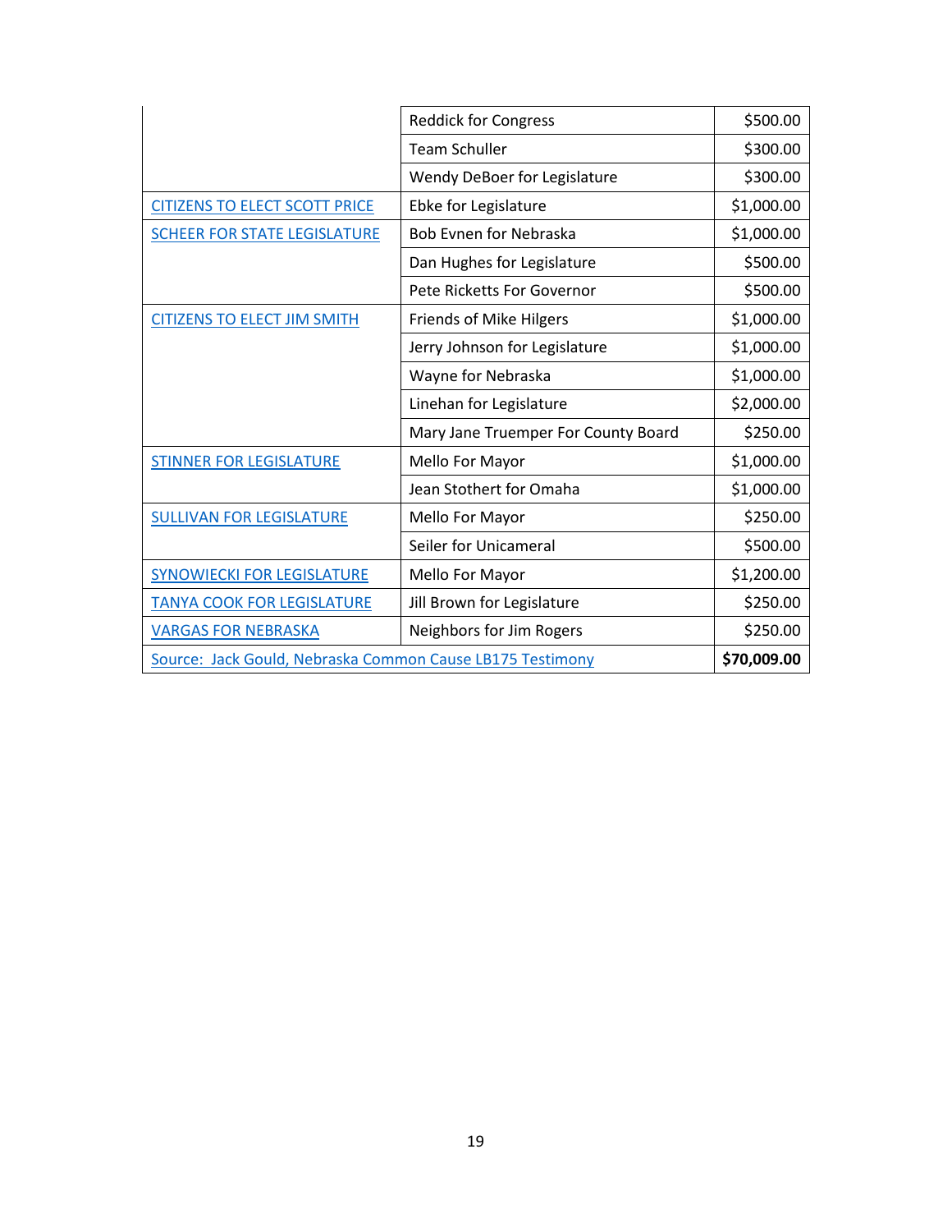| | | |
|---|---|---|
| | Reddick for Congress | $500.00 |
| | Team Schuller | $300.00 |
| | Wendy DeBoer for Legislature | $300.00 |
| CITIZENS TO ELECT SCOTT PRICE | Ebke for Legislature | $1,000.00 |
| SCHEER FOR STATE LEGISLATURE | Bob Evnen for Nebraska | $1,000.00 |
| | Dan Hughes for Legislature | $500.00 |
| | Pete Ricketts For Governor | $500.00 |
| CITIZENS TO ELECT JIM SMITH | Friends of Mike Hilgers | $1,000.00 |
| | Jerry Johnson for Legislature | $1,000.00 |
| | Wayne for Nebraska | $1,000.00 |
| | Linehan for Legislature | $2,000.00 |
| | Mary Jane Truemper For County Board | $250.00 |
| STINNER FOR LEGISLATURE | Mello For Mayor | $1,000.00 |
| | Jean Stothert for Omaha | $1,000.00 |
| SULLIVAN FOR LEGISLATURE | Mello For Mayor | $250.00 |
| | Seiler for Unicameral | $500.00 |
| SYNOWIECKI FOR LEGISLATURE | Mello For Mayor | $1,200.00 |
| TANYA COOK FOR LEGISLATURE | Jill Brown for Legislature | $250.00 |
| VARGAS FOR NEBRASKA | Neighbors for Jim Rogers | $250.00 |
| Source: Jack Gould, Nebraska Common Cause LB175 Testimony | | **$70,009.00** |